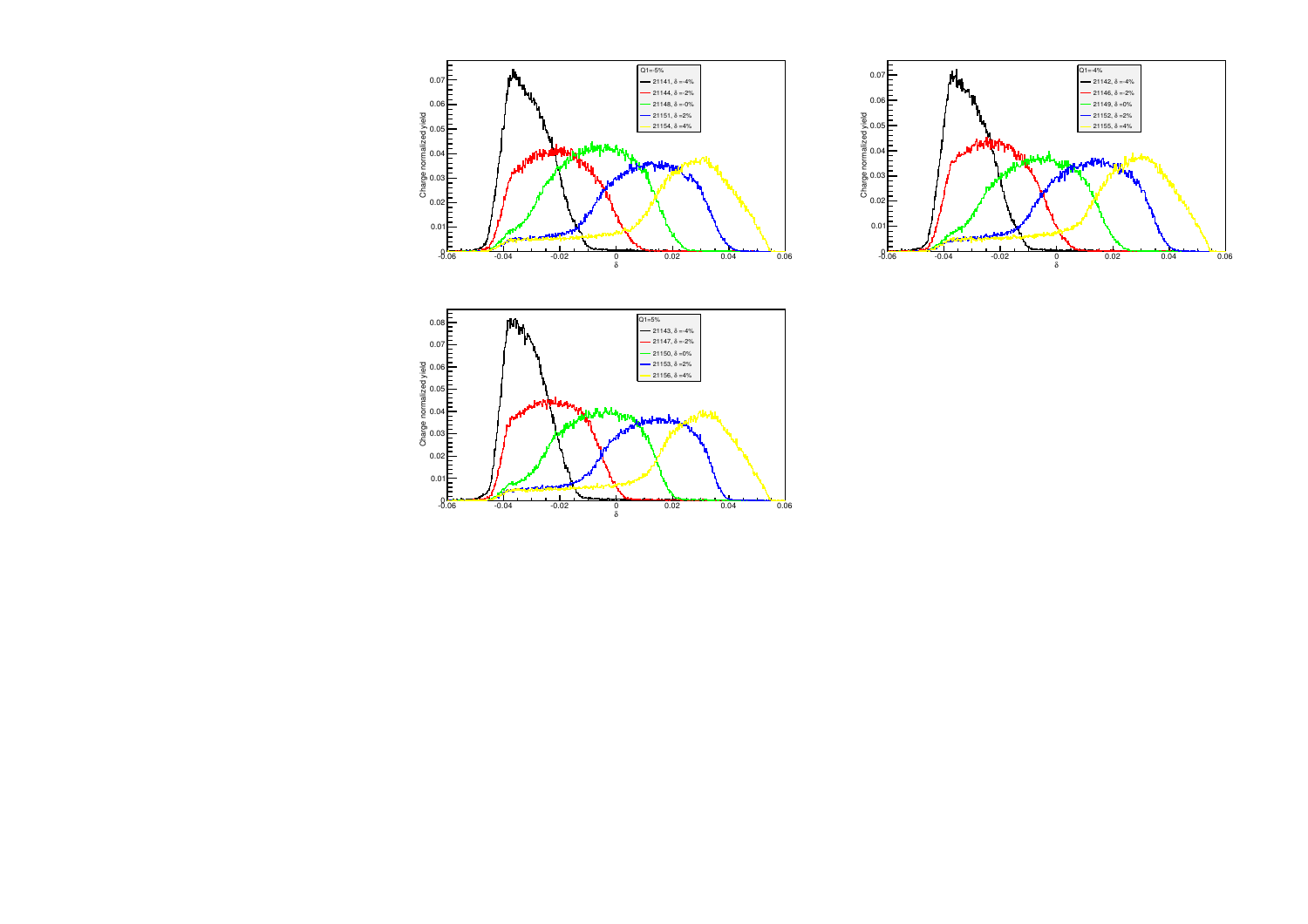Q1=5%

- 21141, δ =-4%
- 21144, δ =-2%
- 21148, δ =0%
- 21151, δ =2%
- 21154, δ =4%

Charge normalized yield

δ

Q1=4%

- 21142, δ =-4%
- 21146, δ =-2%
- 21149, δ =0%
- 21152, δ =2%
- 21155, δ =4%

Charge normalized yield

δ

Q1=5%

- 21143, δ =-4%
- 21147, δ =-2%
- 21150, δ =0%
- 21153, δ =2%
- 21156, δ =4%

Charge normalized yield

δ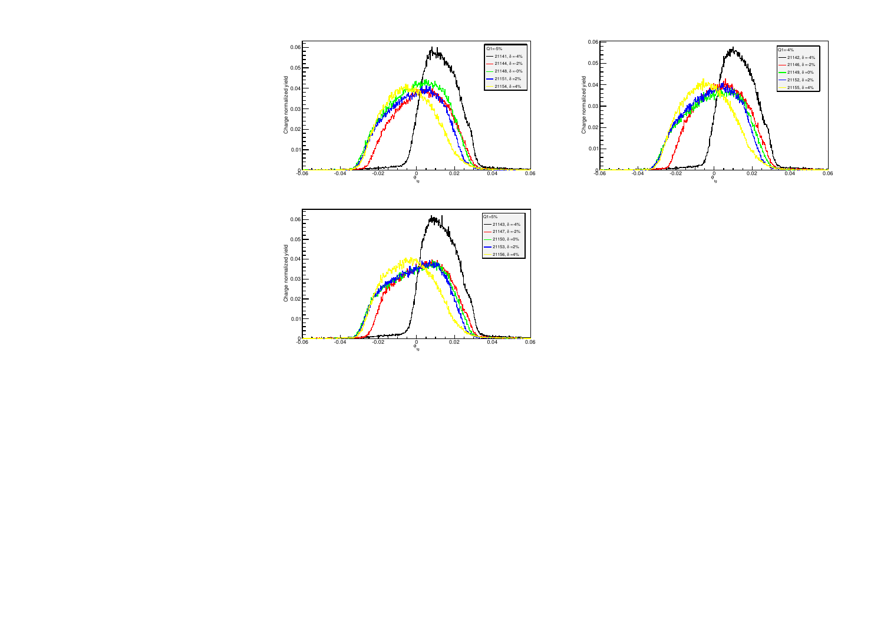Q1=-5%

- 21141, $\delta$=-4%
- 21144, $\delta$=-2%
- 21148, $\delta$=-0%
- 21151, $\delta$=2%
- 21154, $\delta$=4%

Charge normalized yield vs. $\phi_{tg}$

Q1=4%

- 21142, $\delta$=-4%
- 21146, $\delta$=-2%
- 21149, $\delta$=0%
- 21152, $\delta$=2%
- 21155, $\delta$=4%

Charge normalized yield vs. $\phi_{tg}$

Q1=5%

- 21143, $\delta$=-4%
- 21147, $\delta$=-2%
- 21150, $\delta$=0%
- 21153, $\delta$=2%
- 21156, $\delta$=4%

Charge normalized yield vs. $\phi_{tg}$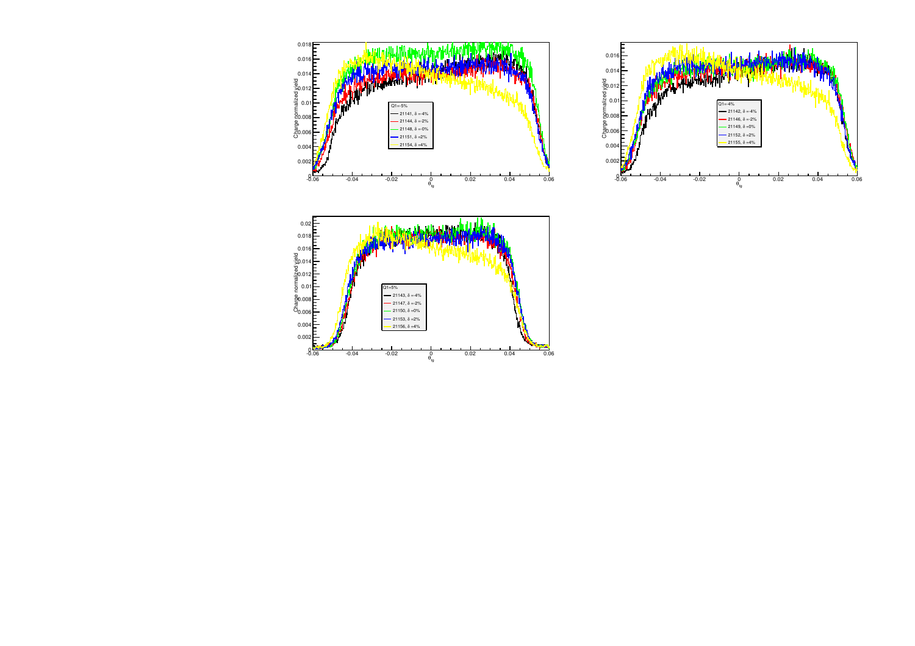Charge normalized yield

Q1=-5%
21141, $\delta$ =-4%
21144, $\delta$ =-2%
21148, $\delta$ =0%
21151, $\delta$ =2%
21154, $\delta$ =4%

$\theta_{tg}$

Charge normalized yield

Q1=-4%
21142, $\delta$ =-4%
21146, $\delta$ =-2%
21149, $\delta$ =0%
21152, $\delta$ =2%
21155, $\delta$ =4%

$\theta_{tg}$

Charge normalized yield

Q1=5%
21143, $\delta$ =-4%
21147, $\delta$ =-2%
21150, $\delta$ =0%
21153, $\delta$ =2%
21156, $\delta$ =4%

$\theta_{tg}$